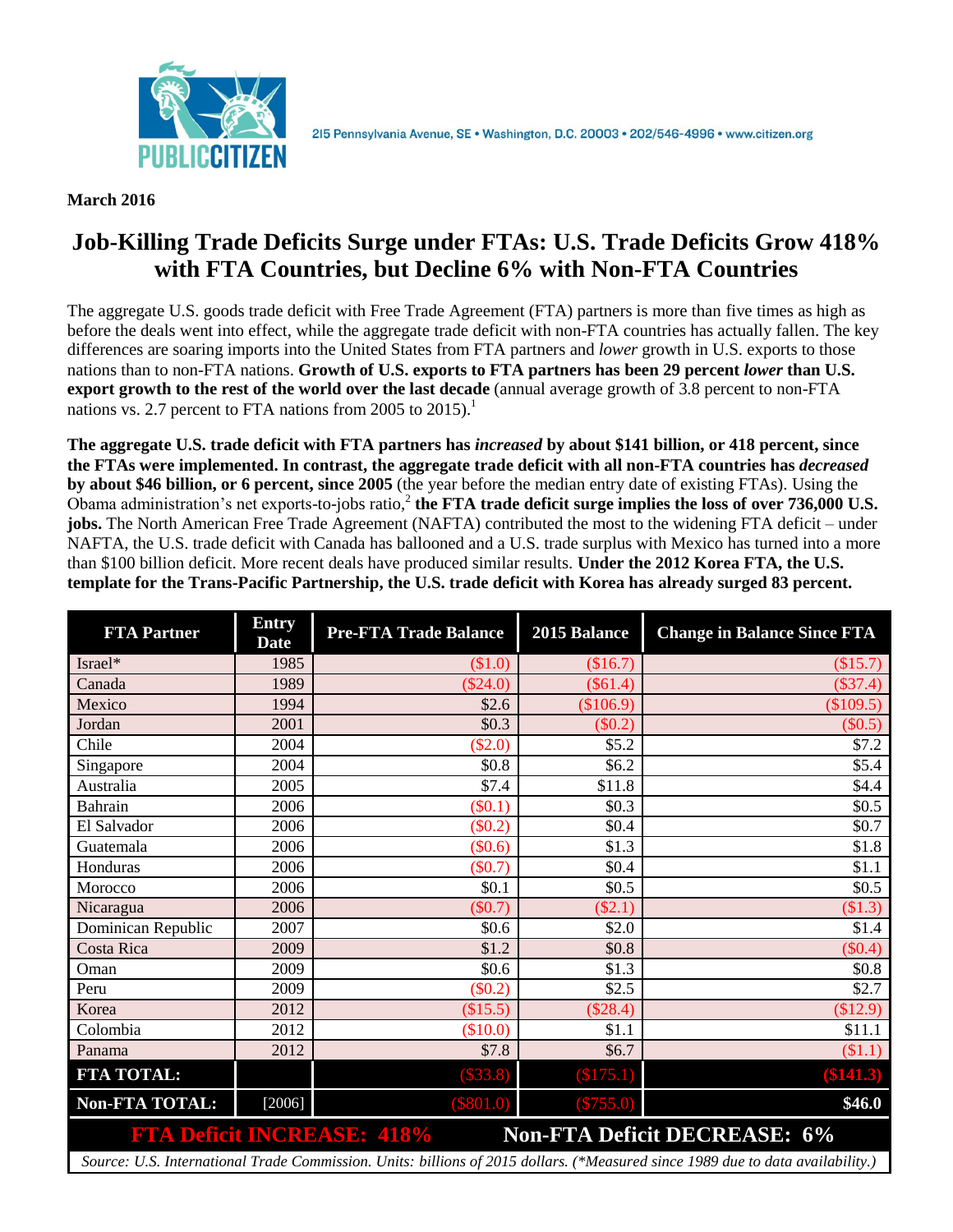PUBLIC CITIZEN

215 Pennsylvania Avenue, SE • Washington, D.C. 20003 • 202/546-4996 • www.citizen.org

**March 2016**

# Job-Killing Trade Deficits Surge under FTAs: U.S. Trade Deficits Grow 418% with FTA Countries, but Decline 6% with Non-FTA Countries

The aggregate U.S. goods trade deficit with Free Trade Agreement (FTA) partners is more than five times as high as before the deals went into effect, while the aggregate trade deficit with non-FTA countries has actually fallen. The key differences are soaring imports into the United States from FTA partners and *lower* growth in U.S. exports to those nations than to non-FTA nations. **Growth of U.S. exports to FTA partners has been 29 percent *lower* than U.S. export growth to the rest of the world over the last decade** (annual average growth of 3.8 percent to non-FTA nations vs. 2.7 percent to FTA nations from 2005 to 2015).[1]

**The aggregate U.S. trade deficit with FTA partners has *increased* by about $141 billion, or 418 percent, since the FTAs were implemented. In contrast, the aggregate trade deficit with all non-FTA countries has *decreased* by about $46 billion, or 6 percent, since 2005** (the year before the median entry date of existing FTAs). Using the Obama administration's net exports-to-jobs ratio,[2] **the FTA trade deficit surge implies the loss of over 736,000 U.S. jobs.** The North American Free Trade Agreement (NAFTA) contributed the most to the widening FTA deficit – under NAFTA, the U.S. trade deficit with Canada has ballooned and a U.S. trade surplus with Mexico has turned into a more than $100 billion deficit. More recent deals have produced similar results. **Under the 2012 Korea FTA, the U.S. template for the Trans-Pacific Partnership, the U.S. trade deficit with Korea has already surged 83 percent.**

| FTA Partner | Entry Date | Pre-FTA Trade Balance | 2015 Balance | Change in Balance Since FTA |
|---|---|---|---|---|
| Israel* | 1985 | ($1.0) | ($16.7) | ($15.7) |
| Canada | 1989 | ($24.0) | ($61.4) | ($37.4) |
| Mexico | 1994 | $2.6 | ($106.9) | ($109.5) |
| Jordan | 2001 | $0.3 | ($0.2) | ($0.5) |
| Chile | 2004 | ($2.0) | $5.2 | $7.2 |
| Singapore | 2004 | $0.8 | $6.2 | $5.4 |
| Australia | 2005 | $7.4 | $11.8 | $4.4 |
| Bahrain | 2006 | ($0.1) | $0.3 | $0.5 |
| El Salvador | 2006 | ($0.2) | $0.4 | $0.7 |
| Guatemala | 2006 | ($0.6) | $1.3 | $1.8 |
| Honduras | 2006 | ($0.7) | $0.4 | $1.1 |
| Morocco | 2006 | $0.1 | $0.5 | $0.5 |
| Nicaragua | 2006 | ($0.7) | ($2.1) | ($1.3) |
| Dominican Republic | 2007 | $0.6 | $2.0 | $1.4 |
| Costa Rica | 2009 | $1.2 | $0.8 | ($0.4) |
| Oman | 2009 | $0.6 | $1.3 | $0.8 |
| Peru | 2009 | ($0.2) | $2.5 | $2.7 |
| Korea | 2012 | ($15.5) | ($28.4) | ($12.9) |
| Colombia | 2012 | ($10.0) | $1.1 | $11.1 |
| Panama | 2012 | $7.8 | $6.7 | ($1.1) |
| **FTA TOTAL:** | | ($33.8) | ($175.1) | **($141.3)** |
| **Non-FTA TOTAL:** | [2006] | ($801.0) | ($755.0) | **$46.0** |

**FTA Deficit INCREASE: 418%** **Non-FTA Deficit DECREASE: 6%**

*Source: U.S. International Trade Commission. Units: billions of 2015 dollars. (\*Measured since 1989 due to data availability.)*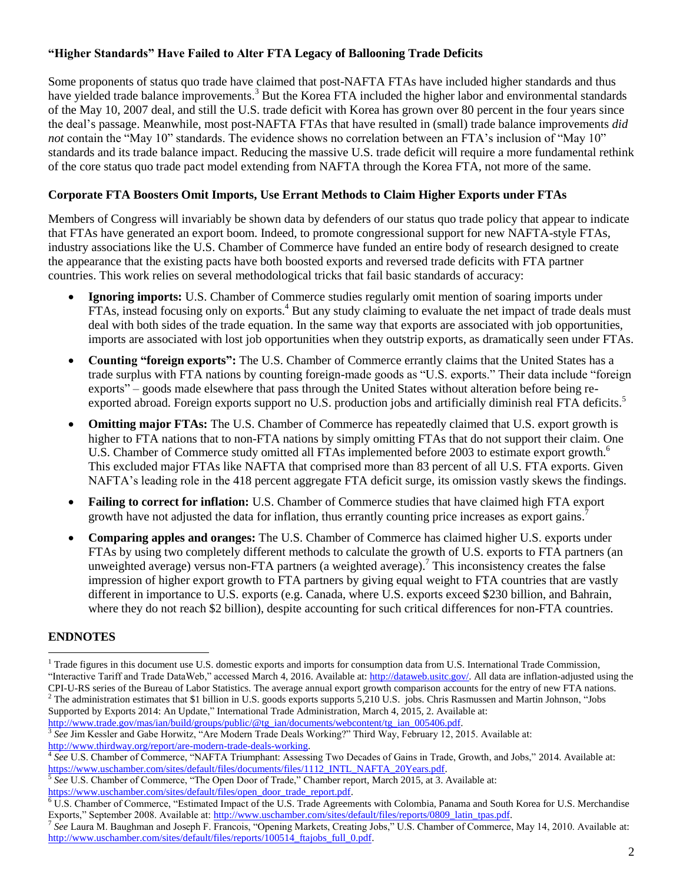### "Higher Standards" Have Failed to Alter FTA Legacy of Ballooning Trade Deficits

Some proponents of status quo trade have claimed that post-NAFTA FTAs have included higher standards and thus have yielded trade balance improvements.[3] But the Korea FTA included the higher labor and environmental standards of the May 10, 2007 deal, and still the U.S. trade deficit with Korea has grown over 80 percent in the four years since the deal's passage. Meanwhile, most post-NAFTA FTAs that have resulted in (small) trade balance improvements *did not* contain the "May 10" standards. The evidence shows no correlation between an FTA's inclusion of "May 10" standards and its trade balance impact. Reducing the massive U.S. trade deficit will require a more fundamental rethink of the core status quo trade pact model extending from NAFTA through the Korea FTA, not more of the same.

### Corporate FTA Boosters Omit Imports, Use Errant Methods to Claim Higher Exports under FTAs

Members of Congress will invariably be shown data by defenders of our status quo trade policy that appear to indicate that FTAs have generated an export boom. Indeed, to promote congressional support for new NAFTA-style FTAs, industry associations like the U.S. Chamber of Commerce have funded an entire body of research designed to create the appearance that the existing pacts have both boosted exports and reversed trade deficits with FTA partner countries. This work relies on several methodological tricks that fail basic standards of accuracy:

- **Ignoring imports:** U.S. Chamber of Commerce studies regularly omit mention of soaring imports under FTAs, instead focusing only on exports.[4] But any study claiming to evaluate the net impact of trade deals must deal with both sides of the trade equation. In the same way that exports are associated with job opportunities, imports are associated with lost job opportunities when they outstrip exports, as dramatically seen under FTAs.
- **Counting "foreign exports":** The U.S. Chamber of Commerce errantly claims that the United States has a trade surplus with FTA nations by counting foreign-made goods as "U.S. exports." Their data include "foreign exports" – goods made elsewhere that pass through the United States without alteration before being re-exported abroad. Foreign exports support no U.S. production jobs and artificially diminish real FTA deficits.[5]
- **Omitting major FTAs:** The U.S. Chamber of Commerce has repeatedly claimed that U.S. export growth is higher to FTA nations that to non-FTA nations by simply omitting FTAs that do not support their claim. One U.S. Chamber of Commerce study omitted all FTAs implemented before 2003 to estimate export growth.[6] This excluded major FTAs like NAFTA that comprised more than 83 percent of all U.S. FTA exports. Given NAFTA's leading role in the 418 percent aggregate FTA deficit surge, its omission vastly skews the findings.
- **Failing to correct for inflation:** U.S. Chamber of Commerce studies that have claimed high FTA export growth have not adjusted the data for inflation, thus errantly counting price increases as export gains.[7]
- **Comparing apples and oranges:** The U.S. Chamber of Commerce has claimed higher U.S. exports under FTAs by using two completely different methods to calculate the growth of U.S. exports to FTA partners (an unweighted average) versus non-FTA partners (a weighted average).[7] This inconsistency creates the false impression of higher export growth to FTA partners by giving equal weight to FTA countries that are vastly different in importance to U.S. exports (e.g. Canada, where U.S. exports exceed $230 billion, and Bahrain, where they do not reach $2 billion), despite accounting for such critical differences for non-FTA countries.

### ENDNOTES

[1] Trade figures in this document use U.S. domestic exports and imports for consumption data from U.S. International Trade Commission, "Interactive Tariff and Trade DataWeb," accessed March 4, 2016. Available at: http://dataweb.usitc.gov/. All data are inflation-adjusted using the CPI-U-RS series of the Bureau of Labor Statistics. The average annual export growth comparison accounts for the entry of new FTA nations.

[2] The administration estimates that $1 billion in U.S. goods exports supports 5,210 U.S. jobs. Chris Rasmussen and Martin Johnson, "Jobs Supported by Exports 2014: An Update," International Trade Administration, March 4, 2015, 2. Available at: http://www.trade.gov/mas/ian/build/groups/public/@tg_ian/documents/webcontent/tg_ian_005406.pdf.

[3] *See* Jim Kessler and Gabe Horwitz, "Are Modern Trade Deals Working?" Third Way, February 12, 2015. Available at: http://www.thirdway.org/report/are-modern-trade-deals-working.

[4] *See* U.S. Chamber of Commerce, "NAFTA Triumphant: Assessing Two Decades of Gains in Trade, Growth, and Jobs," 2014. Available at: https://www.uschamber.com/sites/default/files/documents/files/1112_INTL_NAFTA_20Years.pdf.

[5] *See* U.S. Chamber of Commerce, "The Open Door of Trade," Chamber report, March 2015, at 3. Available at: https://www.uschamber.com/sites/default/files/open_door_trade_report.pdf.

[6] U.S. Chamber of Commerce, "Estimated Impact of the U.S. Trade Agreements with Colombia, Panama and South Korea for U.S. Merchandise Exports," September 2008. Available at: http://www.uschamber.com/sites/default/files/reports/0809_latin_tpas.pdf.

[7] *See* Laura M. Baughman and Joseph F. Francois, "Opening Markets, Creating Jobs," U.S. Chamber of Commerce, May 14, 2010. Available at: http://www.uschamber.com/sites/default/files/reports/100514_ftajobs_full_0.pdf.